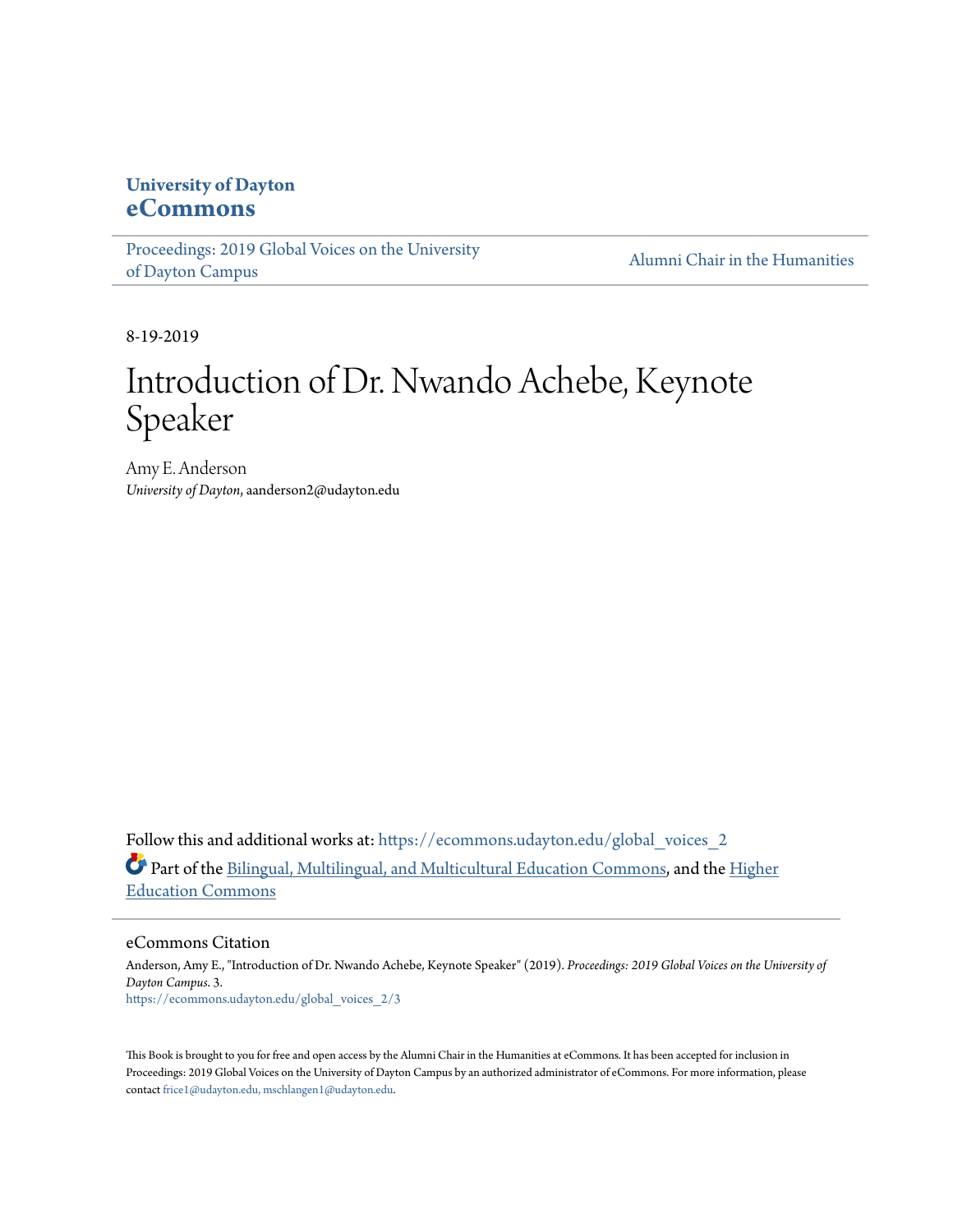University of Dayton
**eCommons**

Proceedings: 2019 Global Voices on the University of Dayton Campus | Alumni Chair in the Humanities

8-19-2019

# Introduction of Dr. Nwando Achebe, Keynote Speaker

Amy E. Anderson
*University of Dayton*, aanderson2@udayton.edu

Follow this and additional works at: https://ecommons.udayton.edu/global_voices_2

Part of the Bilingual, Multilingual, and Multicultural Education Commons, and the Higher Education Commons

## eCommons Citation

Anderson, Amy E., "Introduction of Dr. Nwando Achebe, Keynote Speaker" (2019). *Proceedings: 2019 Global Voices on the University of Dayton Campus*. 3.
https://ecommons.udayton.edu/global_voices_2/3

This Book is brought to you for free and open access by the Alumni Chair in the Humanities at eCommons. It has been accepted for inclusion in Proceedings: 2019 Global Voices on the University of Dayton Campus by an authorized administrator of eCommons. For more information, please contact frice1@udayton.edu, mschlangen1@udayton.edu.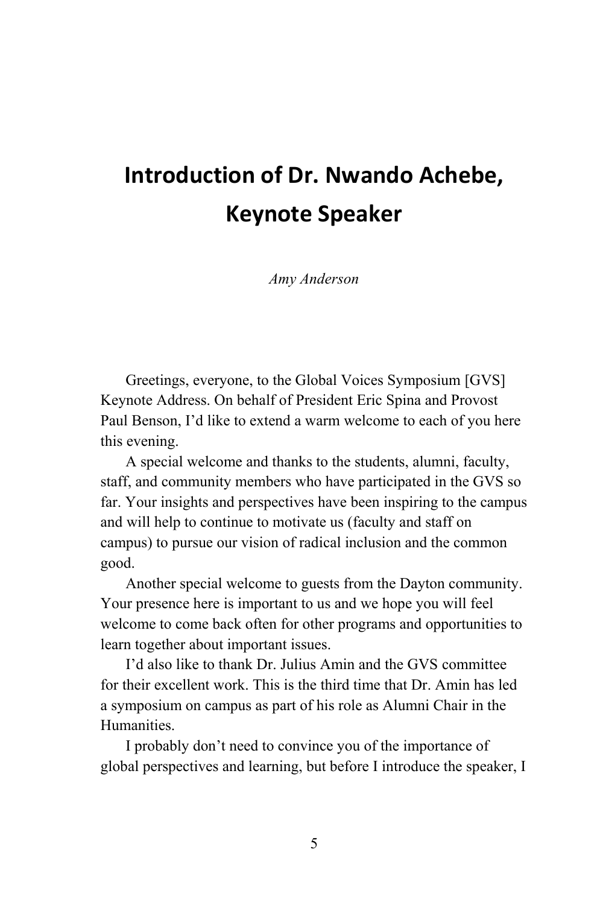# Introduction of Dr. Nwando Achebe, Keynote Speaker

*Amy Anderson*

Greetings, everyone, to the Global Voices Symposium [GVS] Keynote Address. On behalf of President Eric Spina and Provost Paul Benson, I'd like to extend a warm welcome to each of you here this evening.

A special welcome and thanks to the students, alumni, faculty, staff, and community members who have participated in the GVS so far. Your insights and perspectives have been inspiring to the campus and will help to continue to motivate us (faculty and staff on campus) to pursue our vision of radical inclusion and the common good.

Another special welcome to guests from the Dayton community. Your presence here is important to us and we hope you will feel welcome to come back often for other programs and opportunities to learn together about important issues.

I'd also like to thank Dr. Julius Amin and the GVS committee for their excellent work. This is the third time that Dr. Amin has led a symposium on campus as part of his role as Alumni Chair in the Humanities.

I probably don't need to convince you of the importance of global perspectives and learning, but before I introduce the speaker, I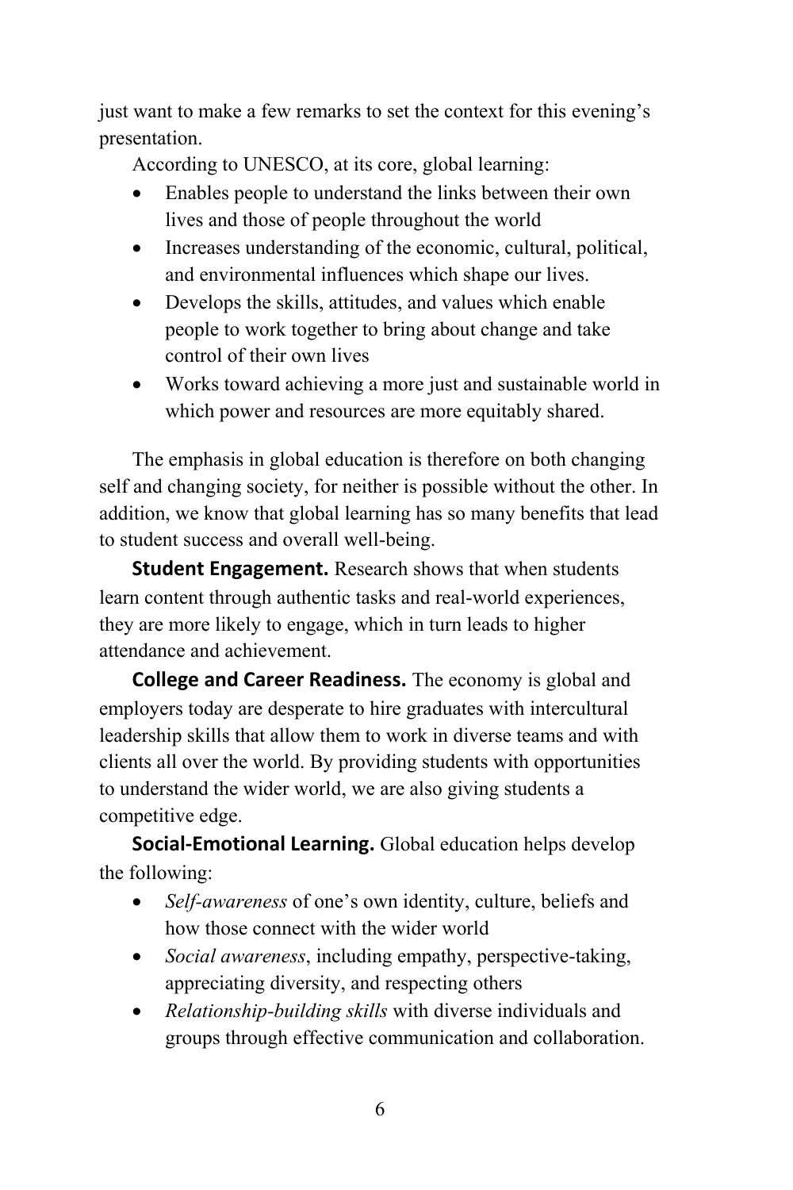just want to make a few remarks to set the context for this evening's presentation.

According to UNESCO, at its core, global learning:

- Enables people to understand the links between their own lives and those of people throughout the world
- Increases understanding of the economic, cultural, political, and environmental influences which shape our lives.
- Develops the skills, attitudes, and values which enable people to work together to bring about change and take control of their own lives
- Works toward achieving a more just and sustainable world in which power and resources are more equitably shared.

The emphasis in global education is therefore on both changing self and changing society, for neither is possible without the other. In addition, we know that global learning has so many benefits that lead to student success and overall well-being.

**Student Engagement.** Research shows that when students learn content through authentic tasks and real-world experiences, they are more likely to engage, which in turn leads to higher attendance and achievement.

**College and Career Readiness.** The economy is global and employers today are desperate to hire graduates with intercultural leadership skills that allow them to work in diverse teams and with clients all over the world. By providing students with opportunities to understand the wider world, we are also giving students a competitive edge.

**Social-Emotional Learning.** Global education helps develop the following:

- *Self-awareness* of one's own identity, culture, beliefs and how those connect with the wider world
- *Social awareness*, including empathy, perspective-taking, appreciating diversity, and respecting others
- *Relationship-building skills* with diverse individuals and groups through effective communication and collaboration.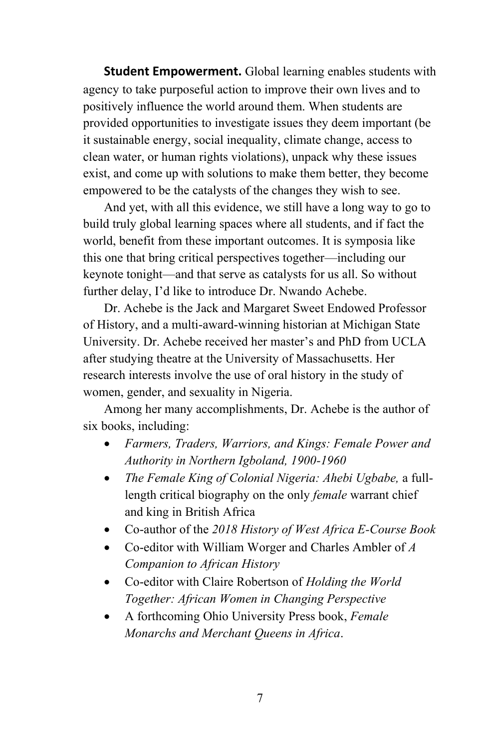**Student Empowerment.** Global learning enables students with agency to take purposeful action to improve their own lives and to positively influence the world around them. When students are provided opportunities to investigate issues they deem important (be it sustainable energy, social inequality, climate change, access to clean water, or human rights violations), unpack why these issues exist, and come up with solutions to make them better, they become empowered to be the catalysts of the changes they wish to see.

And yet, with all this evidence, we still have a long way to go to build truly global learning spaces where all students, and if fact the world, benefit from these important outcomes. It is symposia like this one that bring critical perspectives together—including our keynote tonight—and that serve as catalysts for us all. So without further delay, I'd like to introduce Dr. Nwando Achebe.

Dr. Achebe is the Jack and Margaret Sweet Endowed Professor of History, and a multi-award-winning historian at Michigan State University. Dr. Achebe received her master's and PhD from UCLA after studying theatre at the University of Massachusetts. Her research interests involve the use of oral history in the study of women, gender, and sexuality in Nigeria.

Among her many accomplishments, Dr. Achebe is the author of six books, including:

- *Farmers, Traders, Warriors, and Kings: Female Power and Authority in Northern Igboland, 1900-1960*
- *The Female King of Colonial Nigeria: Ahebi Ugbabe,* a full-length critical biography on the only *female* warrant chief and king in British Africa
- Co-author of the *2018 History of West Africa E-Course Book*
- Co-editor with William Worger and Charles Ambler of *A Companion to African History*
- Co-editor with Claire Robertson of *Holding the World Together: African Women in Changing Perspective*
- A forthcoming Ohio University Press book, *Female Monarchs and Merchant Queens in Africa*.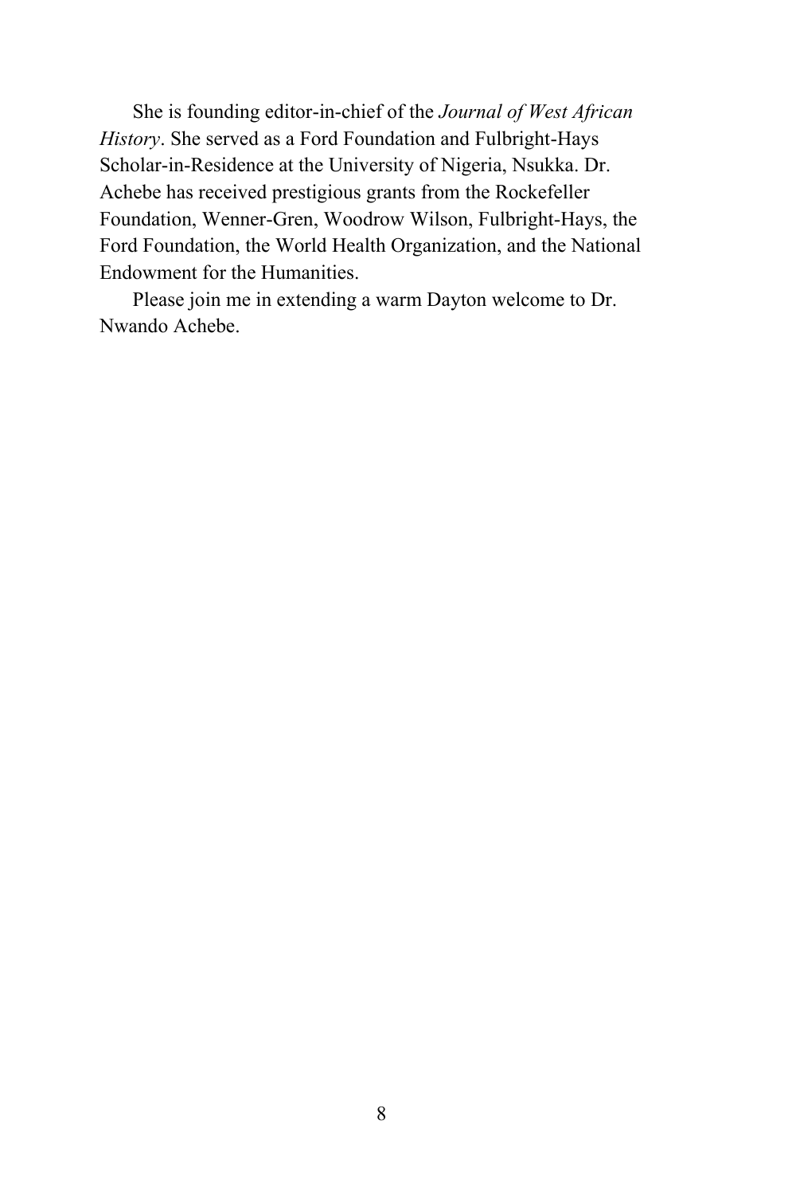She is founding editor-in-chief of the *Journal of West African History*. She served as a Ford Foundation and Fulbright-Hays Scholar-in-Residence at the University of Nigeria, Nsukka. Dr. Achebe has received prestigious grants from the Rockefeller Foundation, Wenner-Gren, Woodrow Wilson, Fulbright-Hays, the Ford Foundation, the World Health Organization, and the National Endowment for the Humanities.

Please join me in extending a warm Dayton welcome to Dr. Nwando Achebe.